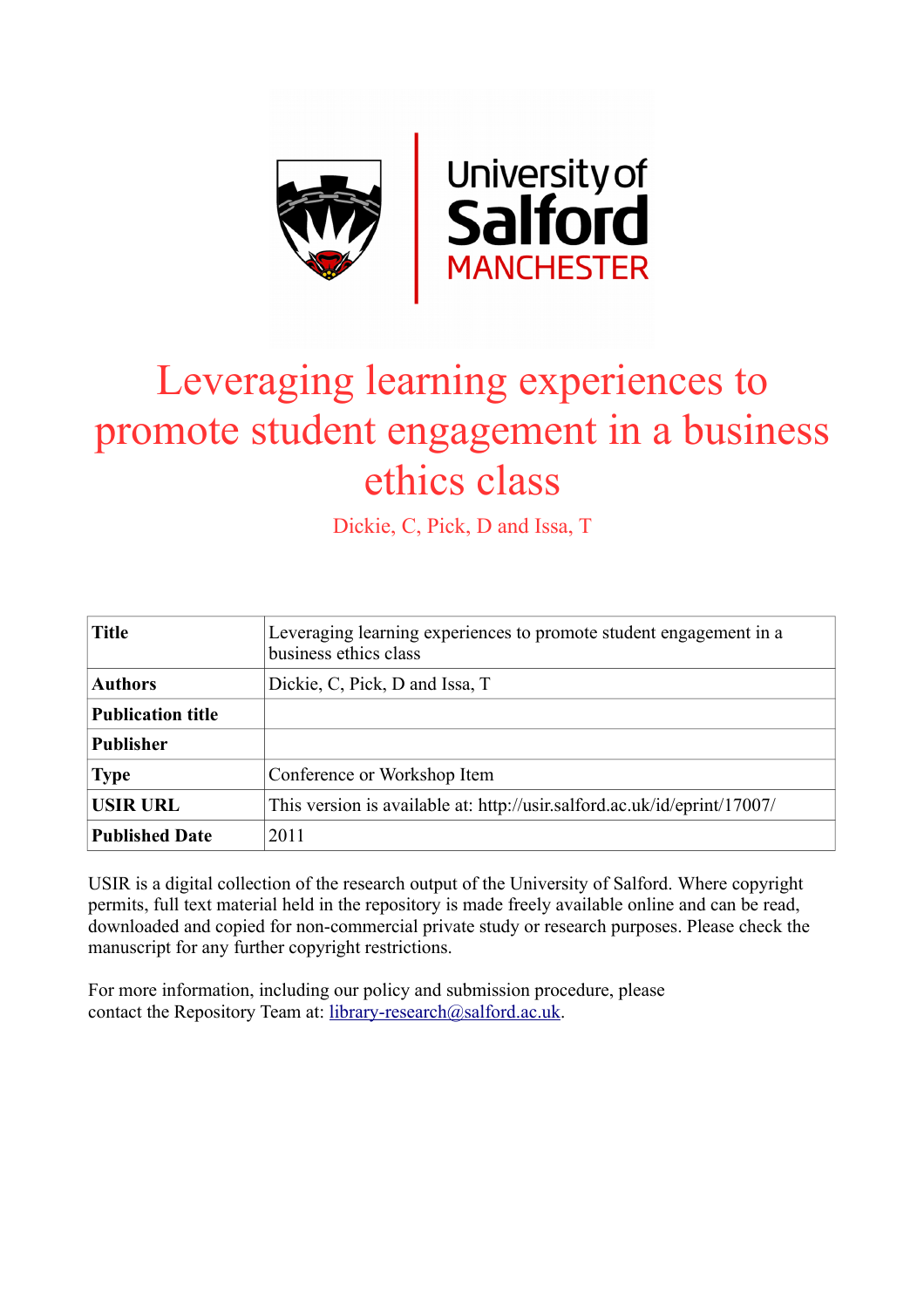# Leveraging learning experiences to promote student engagement in a business ethics class

Dickie, C, Pick, D and Issa, T

| | |
|---|---|
| **Title** | Leveraging learning experiences to promote student engagement in a business ethics class |
| **Authors** | Dickie, C, Pick, D and Issa, T |
| **Publication title** | |
| **Publisher** | |
| **Type** | Conference or Workshop Item |
| **USIR URL** | This version is available at: http://usir.salford.ac.uk/id/eprint/17007/ |
| **Published Date** | 2011 |

USIR is a digital collection of the research output of the University of Salford. Where copyright permits, full text material held in the repository is made freely available online and can be read, downloaded and copied for non-commercial private study or research purposes. Please check the manuscript for any further copyright restrictions.

For more information, including our policy and submission procedure, please contact the Repository Team at: library-research@salford.ac.uk.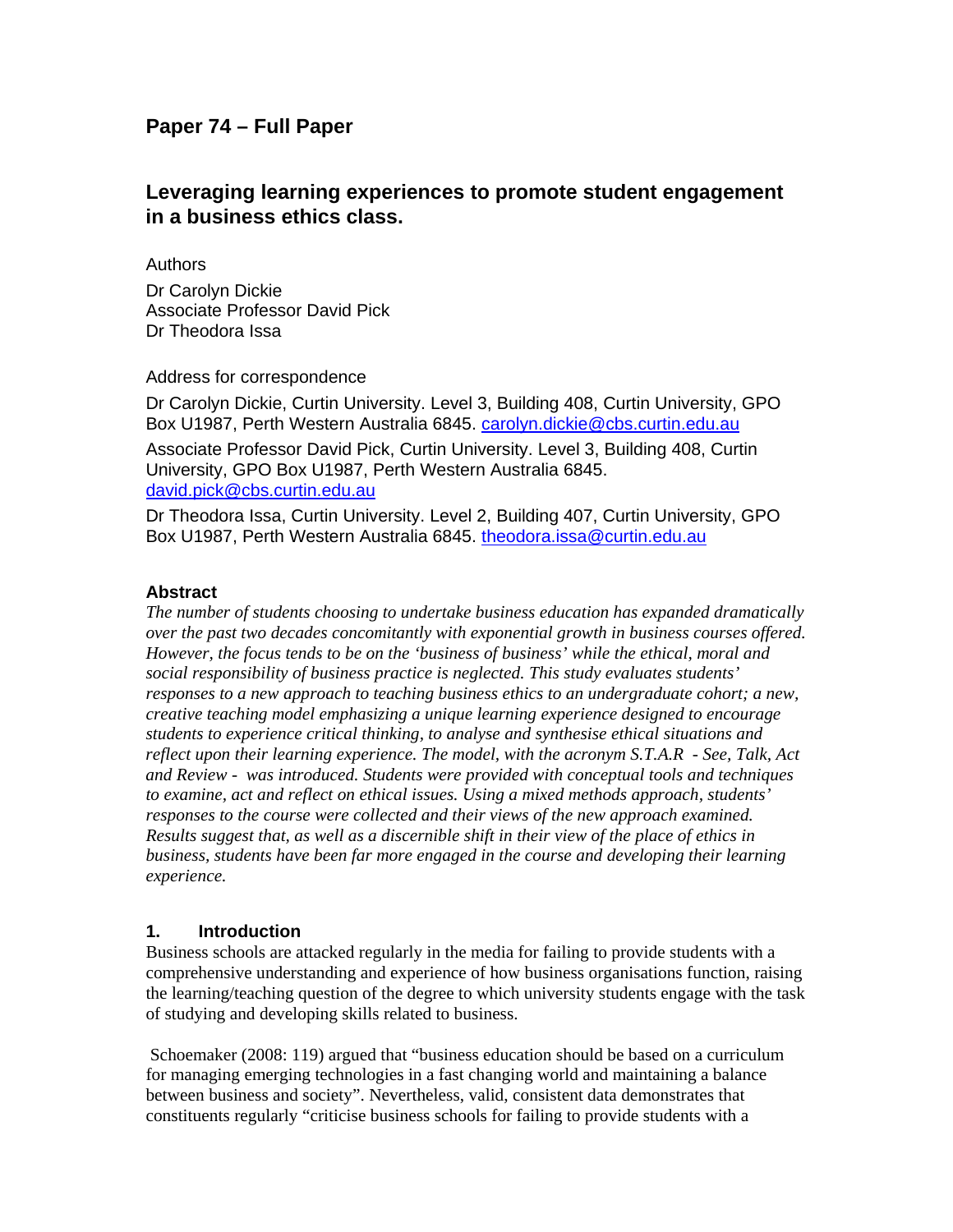## Paper 74 – Full Paper

# Leveraging learning experiences to promote student engagement in a business ethics class.

Authors

Dr Carolyn Dickie
Associate Professor David Pick
Dr Theodora Issa

Address for correspondence

Dr Carolyn Dickie, Curtin University. Level 3, Building 408, Curtin University, GPO Box U1987, Perth Western Australia 6845. carolyn.dickie@cbs.curtin.edu.au

Associate Professor David Pick, Curtin University. Level 3, Building 408, Curtin University, GPO Box U1987, Perth Western Australia 6845. david.pick@cbs.curtin.edu.au

Dr Theodora Issa, Curtin University. Level 2, Building 407, Curtin University, GPO Box U1987, Perth Western Australia 6845. theodora.issa@curtin.edu.au

### Abstract

*The number of students choosing to undertake business education has expanded dramatically over the past two decades concomitantly with exponential growth in business courses offered. However, the focus tends to be on the 'business of business' while the ethical, moral and social responsibility of business practice is neglected. This study evaluates students' responses to a new approach to teaching business ethics to an undergraduate cohort; a new, creative teaching model emphasizing a unique learning experience designed to encourage students to experience critical thinking, to analyse and synthesise ethical situations and reflect upon their learning experience. The model, with the acronym S.T.A.R - See, Talk, Act and Review - was introduced. Students were provided with conceptual tools and techniques to examine, act and reflect on ethical issues. Using a mixed methods approach, students' responses to the course were collected and their views of the new approach examined. Results suggest that, as well as a discernible shift in their view of the place of ethics in business, students have been far more engaged in the course and developing their learning experience.*

### 1. Introduction

Business schools are attacked regularly in the media for failing to provide students with a comprehensive understanding and experience of how business organisations function, raising the learning/teaching question of the degree to which university students engage with the task of studying and developing skills related to business.

Schoemaker (2008: 119) argued that "business education should be based on a curriculum for managing emerging technologies in a fast changing world and maintaining a balance between business and society". Nevertheless, valid, consistent data demonstrates that constituents regularly "criticise business schools for failing to provide students with a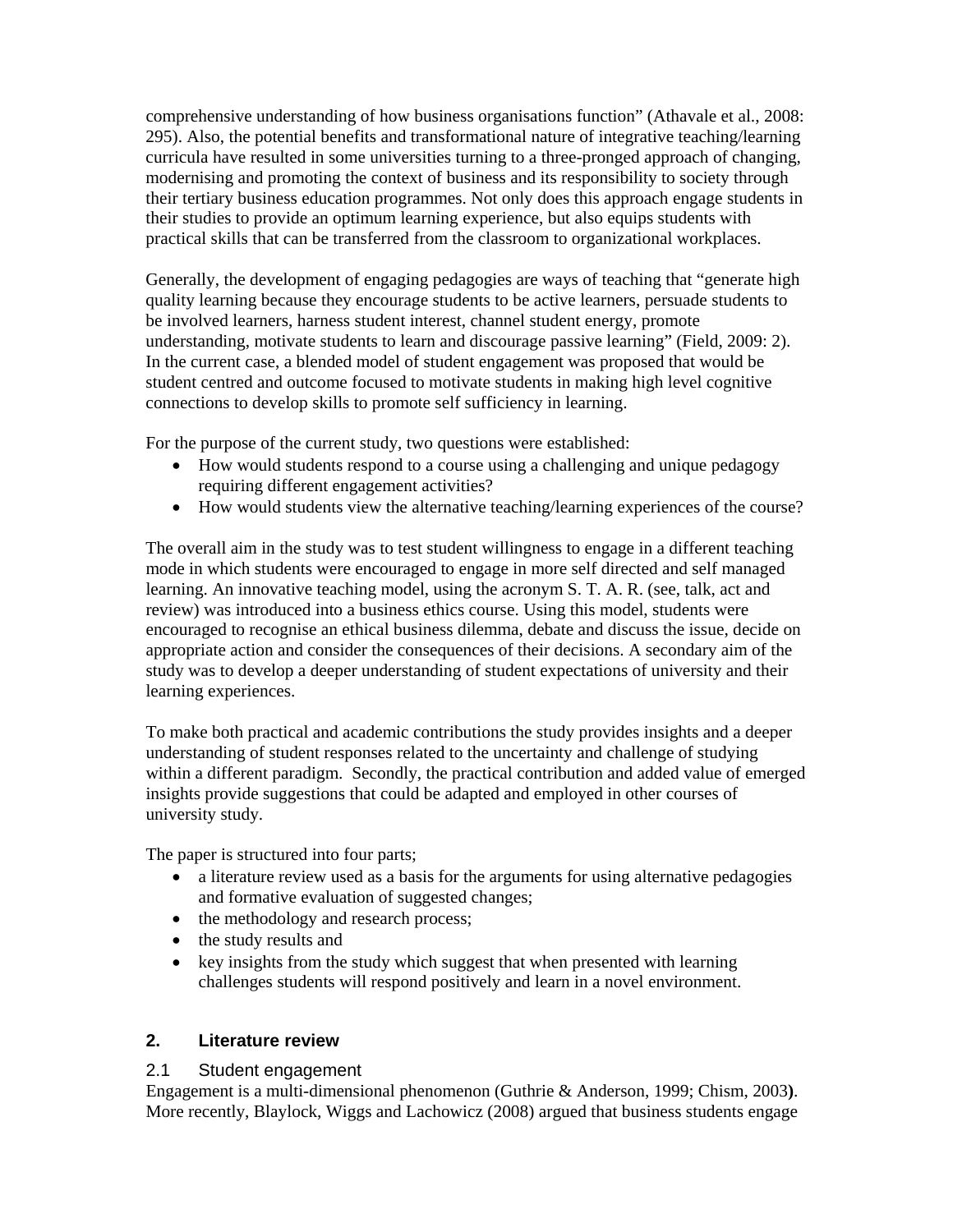comprehensive understanding of how business organisations function" (Athavale et al., 2008: 295). Also, the potential benefits and transformational nature of integrative teaching/learning curricula have resulted in some universities turning to a three-pronged approach of changing, modernising and promoting the context of business and its responsibility to society through their tertiary business education programmes. Not only does this approach engage students in their studies to provide an optimum learning experience, but also equips students with practical skills that can be transferred from the classroom to organizational workplaces.

Generally, the development of engaging pedagogies are ways of teaching that "generate high quality learning because they encourage students to be active learners, persuade students to be involved learners, harness student interest, channel student energy, promote understanding, motivate students to learn and discourage passive learning" (Field, 2009: 2). In the current case, a blended model of student engagement was proposed that would be student centred and outcome focused to motivate students in making high level cognitive connections to develop skills to promote self sufficiency in learning.

For the purpose of the current study, two questions were established:

- How would students respond to a course using a challenging and unique pedagogy requiring different engagement activities?
- How would students view the alternative teaching/learning experiences of the course?

The overall aim in the study was to test student willingness to engage in a different teaching mode in which students were encouraged to engage in more self directed and self managed learning. An innovative teaching model, using the acronym S. T. A. R. (see, talk, act and review) was introduced into a business ethics course. Using this model, students were encouraged to recognise an ethical business dilemma, debate and discuss the issue, decide on appropriate action and consider the consequences of their decisions. A secondary aim of the study was to develop a deeper understanding of student expectations of university and their learning experiences.

To make both practical and academic contributions the study provides insights and a deeper understanding of student responses related to the uncertainty and challenge of studying within a different paradigm. Secondly, the practical contribution and added value of emerged insights provide suggestions that could be adapted and employed in other courses of university study.

The paper is structured into four parts;

- a literature review used as a basis for the arguments for using alternative pedagogies and formative evaluation of suggested changes;
- the methodology and research process;
- the study results and
- key insights from the study which suggest that when presented with learning challenges students will respond positively and learn in a novel environment.

## 2. Literature review

### 2.1 Student engagement

Engagement is a multi-dimensional phenomenon (Guthrie & Anderson, 1999; Chism, 2003**)**. More recently, Blaylock, Wiggs and Lachowicz (2008) argued that business students engage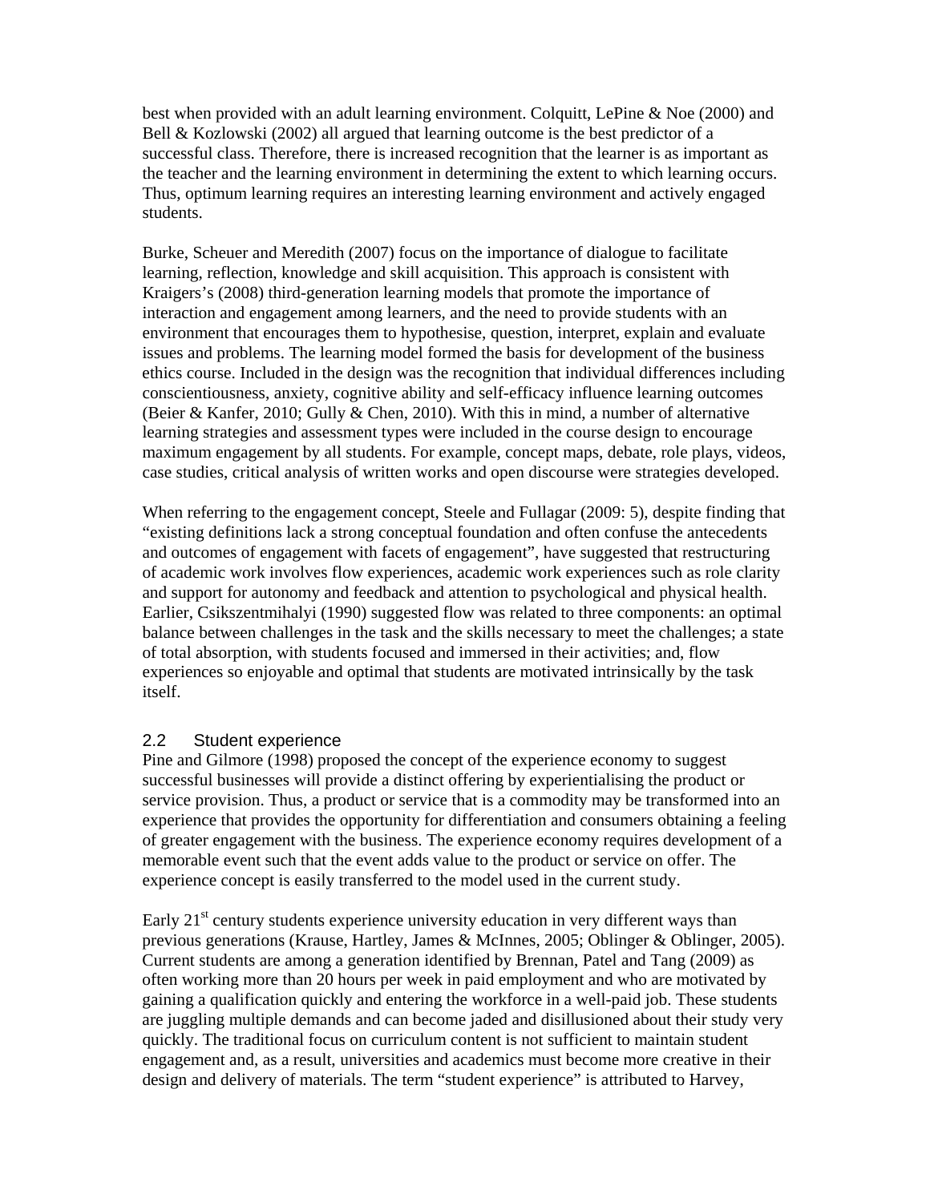best when provided with an adult learning environment. Colquitt, LePine & Noe (2000) and Bell & Kozlowski (2002) all argued that learning outcome is the best predictor of a successful class. Therefore, there is increased recognition that the learner is as important as the teacher and the learning environment in determining the extent to which learning occurs. Thus, optimum learning requires an interesting learning environment and actively engaged students.

Burke, Scheuer and Meredith (2007) focus on the importance of dialogue to facilitate learning, reflection, knowledge and skill acquisition. This approach is consistent with Kraigers's (2008) third-generation learning models that promote the importance of interaction and engagement among learners, and the need to provide students with an environment that encourages them to hypothesise, question, interpret, explain and evaluate issues and problems. The learning model formed the basis for development of the business ethics course. Included in the design was the recognition that individual differences including conscientiousness, anxiety, cognitive ability and self-efficacy influence learning outcomes (Beier & Kanfer, 2010; Gully & Chen, 2010). With this in mind, a number of alternative learning strategies and assessment types were included in the course design to encourage maximum engagement by all students. For example, concept maps, debate, role plays, videos, case studies, critical analysis of written works and open discourse were strategies developed.

When referring to the engagement concept, Steele and Fullagar (2009: 5), despite finding that "existing definitions lack a strong conceptual foundation and often confuse the antecedents and outcomes of engagement with facets of engagement", have suggested that restructuring of academic work involves flow experiences, academic work experiences such as role clarity and support for autonomy and feedback and attention to psychological and physical health. Earlier, Csikszentmihalyi (1990) suggested flow was related to three components: an optimal balance between challenges in the task and the skills necessary to meet the challenges; a state of total absorption, with students focused and immersed in their activities; and, flow experiences so enjoyable and optimal that students are motivated intrinsically by the task itself.

## 2.2 Student experience

Pine and Gilmore (1998) proposed the concept of the experience economy to suggest successful businesses will provide a distinct offering by experientialising the product or service provision. Thus, a product or service that is a commodity may be transformed into an experience that provides the opportunity for differentiation and consumers obtaining a feeling of greater engagement with the business. The experience economy requires development of a memorable event such that the event adds value to the product or service on offer. The experience concept is easily transferred to the model used in the current study.

Early 21st century students experience university education in very different ways than previous generations (Krause, Hartley, James & McInnes, 2005; Oblinger & Oblinger, 2005). Current students are among a generation identified by Brennan, Patel and Tang (2009) as often working more than 20 hours per week in paid employment and who are motivated by gaining a qualification quickly and entering the workforce in a well-paid job. These students are juggling multiple demands and can become jaded and disillusioned about their study very quickly. The traditional focus on curriculum content is not sufficient to maintain student engagement and, as a result, universities and academics must become more creative in their design and delivery of materials. The term "student experience" is attributed to Harvey,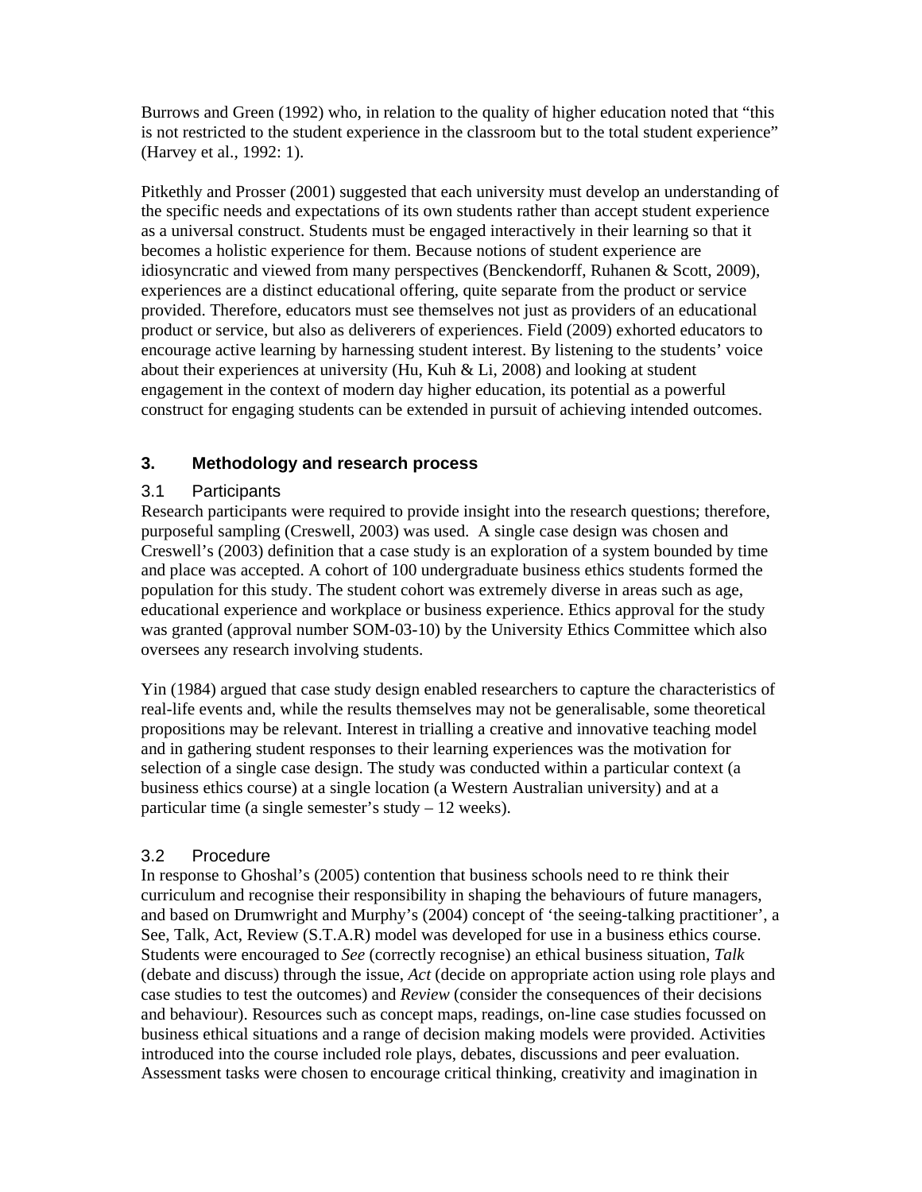Burrows and Green (1992) who, in relation to the quality of higher education noted that "this is not restricted to the student experience in the classroom but to the total student experience" (Harvey et al., 1992: 1).

Pitkethly and Prosser (2001) suggested that each university must develop an understanding of the specific needs and expectations of its own students rather than accept student experience as a universal construct. Students must be engaged interactively in their learning so that it becomes a holistic experience for them. Because notions of student experience are idiosyncratic and viewed from many perspectives (Benckendorff, Ruhanen & Scott, 2009), experiences are a distinct educational offering, quite separate from the product or service provided. Therefore, educators must see themselves not just as providers of an educational product or service, but also as deliverers of experiences. Field (2009) exhorted educators to encourage active learning by harnessing student interest. By listening to the students' voice about their experiences at university (Hu, Kuh & Li, 2008) and looking at student engagement in the context of modern day higher education, its potential as a powerful construct for engaging students can be extended in pursuit of achieving intended outcomes.

## 3. Methodology and research process

### 3.1 Participants

Research participants were required to provide insight into the research questions; therefore, purposeful sampling (Creswell, 2003) was used. A single case design was chosen and Creswell's (2003) definition that a case study is an exploration of a system bounded by time and place was accepted. A cohort of 100 undergraduate business ethics students formed the population for this study. The student cohort was extremely diverse in areas such as age, educational experience and workplace or business experience. Ethics approval for the study was granted (approval number SOM-03-10) by the University Ethics Committee which also oversees any research involving students.

Yin (1984) argued that case study design enabled researchers to capture the characteristics of real-life events and, while the results themselves may not be generalisable, some theoretical propositions may be relevant. Interest in trialling a creative and innovative teaching model and in gathering student responses to their learning experiences was the motivation for selection of a single case design. The study was conducted within a particular context (a business ethics course) at a single location (a Western Australian university) and at a particular time (a single semester's study – 12 weeks).

### 3.2 Procedure

In response to Ghoshal's (2005) contention that business schools need to re think their curriculum and recognise their responsibility in shaping the behaviours of future managers, and based on Drumwright and Murphy's (2004) concept of 'the seeing-talking practitioner', a See, Talk, Act, Review (S.T.A.R) model was developed for use in a business ethics course. Students were encouraged to *See* (correctly recognise) an ethical business situation, *Talk* (debate and discuss) through the issue, *Act* (decide on appropriate action using role plays and case studies to test the outcomes) and *Review* (consider the consequences of their decisions and behaviour). Resources such as concept maps, readings, on-line case studies focussed on business ethical situations and a range of decision making models were provided. Activities introduced into the course included role plays, debates, discussions and peer evaluation. Assessment tasks were chosen to encourage critical thinking, creativity and imagination in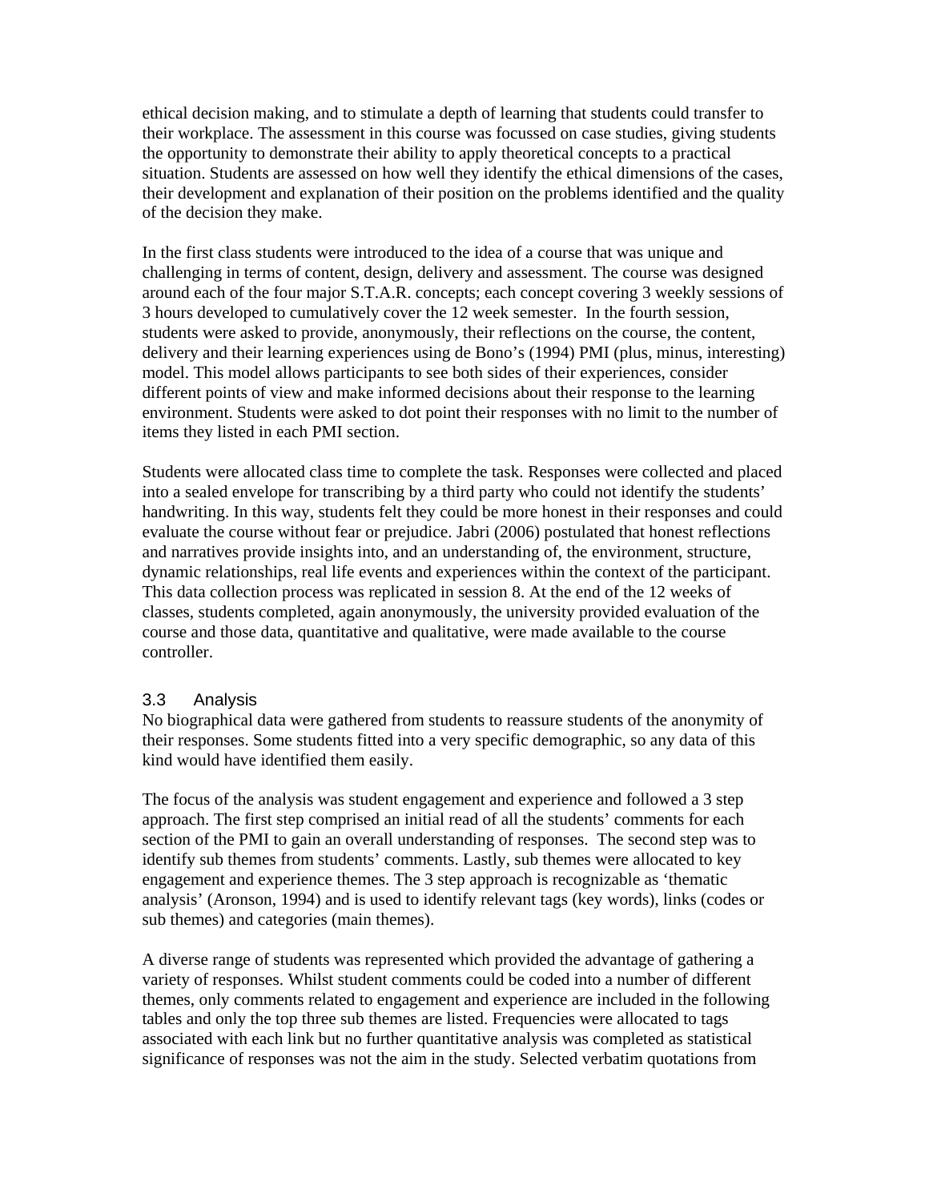ethical decision making, and to stimulate a depth of learning that students could transfer to their workplace. The assessment in this course was focussed on case studies, giving students the opportunity to demonstrate their ability to apply theoretical concepts to a practical situation. Students are assessed on how well they identify the ethical dimensions of the cases, their development and explanation of their position on the problems identified and the quality of the decision they make.

In the first class students were introduced to the idea of a course that was unique and challenging in terms of content, design, delivery and assessment. The course was designed around each of the four major S.T.A.R. concepts; each concept covering 3 weekly sessions of 3 hours developed to cumulatively cover the 12 week semester. In the fourth session, students were asked to provide, anonymously, their reflections on the course, the content, delivery and their learning experiences using de Bono's (1994) PMI (plus, minus, interesting) model. This model allows participants to see both sides of their experiences, consider different points of view and make informed decisions about their response to the learning environment. Students were asked to dot point their responses with no limit to the number of items they listed in each PMI section.

Students were allocated class time to complete the task. Responses were collected and placed into a sealed envelope for transcribing by a third party who could not identify the students' handwriting. In this way, students felt they could be more honest in their responses and could evaluate the course without fear or prejudice. Jabri (2006) postulated that honest reflections and narratives provide insights into, and an understanding of, the environment, structure, dynamic relationships, real life events and experiences within the context of the participant. This data collection process was replicated in session 8. At the end of the 12 weeks of classes, students completed, again anonymously, the university provided evaluation of the course and those data, quantitative and qualitative, were made available to the course controller.

### 3.3 Analysis

No biographical data were gathered from students to reassure students of the anonymity of their responses. Some students fitted into a very specific demographic, so any data of this kind would have identified them easily.

The focus of the analysis was student engagement and experience and followed a 3 step approach. The first step comprised an initial read of all the students' comments for each section of the PMI to gain an overall understanding of responses. The second step was to identify sub themes from students' comments. Lastly, sub themes were allocated to key engagement and experience themes. The 3 step approach is recognizable as 'thematic analysis' (Aronson, 1994) and is used to identify relevant tags (key words), links (codes or sub themes) and categories (main themes).

A diverse range of students was represented which provided the advantage of gathering a variety of responses. Whilst student comments could be coded into a number of different themes, only comments related to engagement and experience are included in the following tables and only the top three sub themes are listed. Frequencies were allocated to tags associated with each link but no further quantitative analysis was completed as statistical significance of responses was not the aim in the study. Selected verbatim quotations from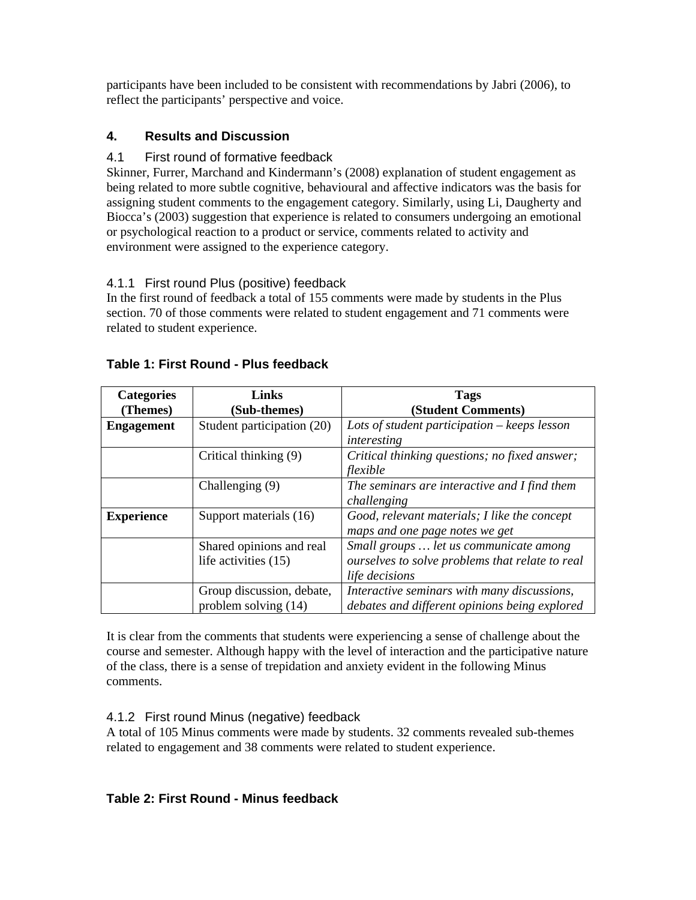participants have been included to be consistent with recommendations by Jabri (2006), to reflect the participants' perspective and voice.

## 4. Results and Discussion

### 4.1 First round of formative feedback

Skinner, Furrer, Marchand and Kindermann's (2008) explanation of student engagement as being related to more subtle cognitive, behavioural and affective indicators was the basis for assigning student comments to the engagement category. Similarly, using Li, Daugherty and Biocca's (2003) suggestion that experience is related to consumers undergoing an emotional or psychological reaction to a product or service, comments related to activity and environment were assigned to the experience category.

#### 4.1.1 First round Plus (positive) feedback

In the first round of feedback a total of 155 comments were made by students in the Plus section. 70 of those comments were related to student engagement and 71 comments were related to student experience.

**Table 1: First Round - Plus feedback**

| Categories (Themes) | Links (Sub-themes) | Tags (Student Comments) |
|---|---|---|
| **Engagement** | Student participation (20) | *Lots of student participation – keeps lesson interesting* |
| | Critical thinking (9) | *Critical thinking questions; no fixed answer; flexible* |
| | Challenging (9) | *The seminars are interactive and I find them challenging* |
| **Experience** | Support materials (16) | *Good, relevant materials; I like the concept maps and one page notes we get* |
| | Shared opinions and real life activities (15) | *Small groups … let us communicate among ourselves to solve problems that relate to real life decisions* |
| | Group discussion, debate, problem solving (14) | *Interactive seminars with many discussions, debates and different opinions being explored* |

It is clear from the comments that students were experiencing a sense of challenge about the course and semester. Although happy with the level of interaction and the participative nature of the class, there is a sense of trepidation and anxiety evident in the following Minus comments.

#### 4.1.2 First round Minus (negative) feedback

A total of 105 Minus comments were made by students. 32 comments revealed sub-themes related to engagement and 38 comments were related to student experience.

**Table 2: First Round - Minus feedback**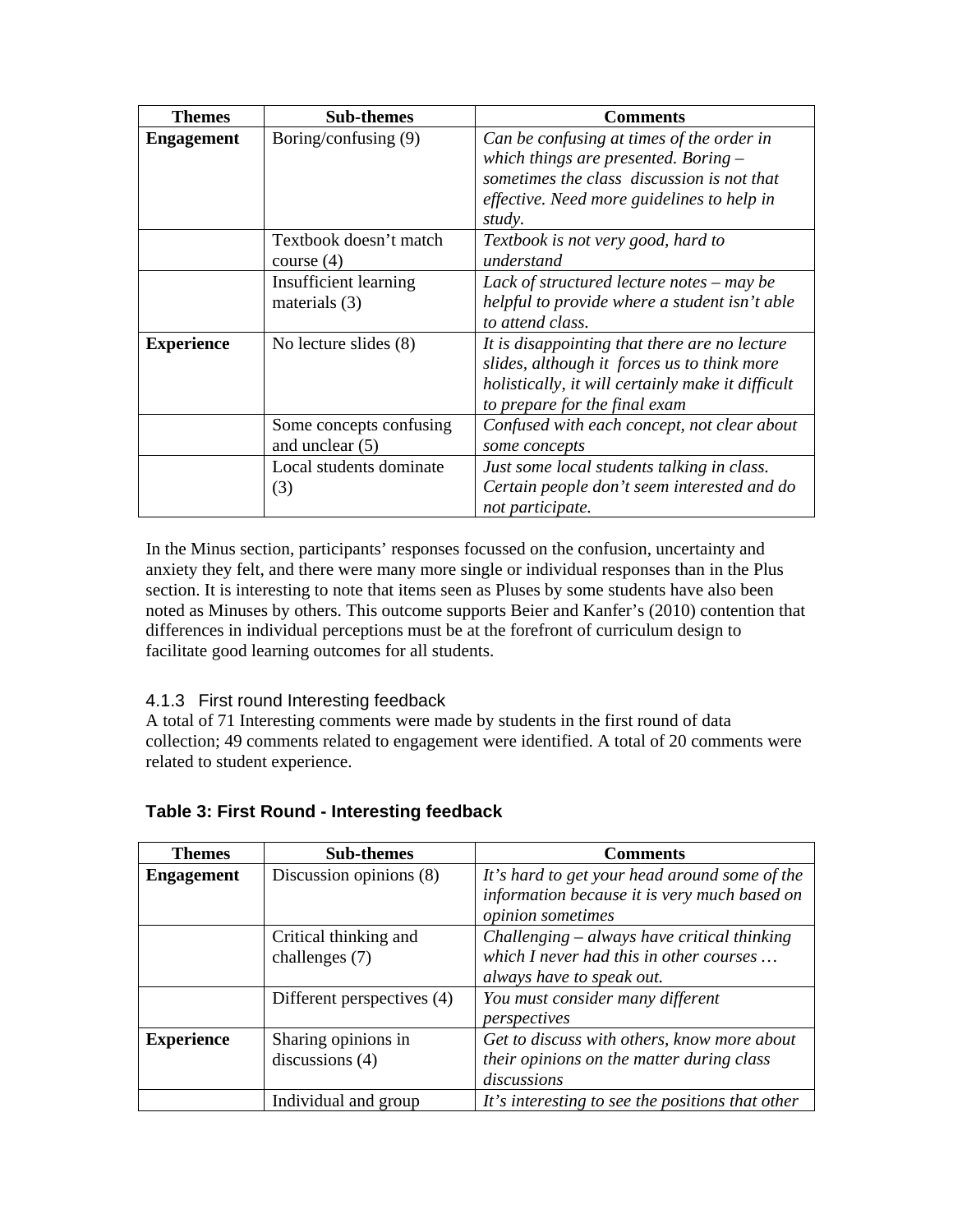| Themes | Sub-themes | Comments |
|---|---|---|
| **Engagement** | Boring/confusing (9) | *Can be confusing at times of the order in which things are presented. Boring – sometimes the class discussion is not that effective. Need more guidelines to help in study.* |
| | Textbook doesn't match course (4) | *Textbook is not very good, hard to understand* |
| | Insufficient learning materials (3) | *Lack of structured lecture notes – may be helpful to provide where a student isn't able to attend class.* |
| **Experience** | No lecture slides (8) | *It is disappointing that there are no lecture slides, although it forces us to think more holistically, it will certainly make it difficult to prepare for the final exam* |
| | Some concepts confusing and unclear (5) | *Confused with each concept, not clear about some concepts* |
| | Local students dominate (3) | *Just some local students talking in class. Certain people don't seem interested and do not participate.* |

In the Minus section, participants' responses focussed on the confusion, uncertainty and anxiety they felt, and there were many more single or individual responses than in the Plus section. It is interesting to note that items seen as Pluses by some students have also been noted as Minuses by others. This outcome supports Beier and Kanfer's (2010) contention that differences in individual perceptions must be at the forefront of curriculum design to facilitate good learning outcomes for all students.

### 4.1.3 First round Interesting feedback

A total of 71 Interesting comments were made by students in the first round of data collection; 49 comments related to engagement were identified. A total of 20 comments were related to student experience.

**Table 3: First Round - Interesting feedback**

| Themes | Sub-themes | Comments |
|---|---|---|
| **Engagement** | Discussion opinions (8) | *It's hard to get your head around some of the information because it is very much based on opinion sometimes* |
| | Critical thinking and challenges (7) | *Challenging – always have critical thinking which I never had this in other courses … always have to speak out.* |
| | Different perspectives (4) | *You must consider many different perspectives* |
| **Experience** | Sharing opinions in discussions (4) | *Get to discuss with others, know more about their opinions on the matter during class discussions* |
| | Individual and group | *It's interesting to see the positions that other* |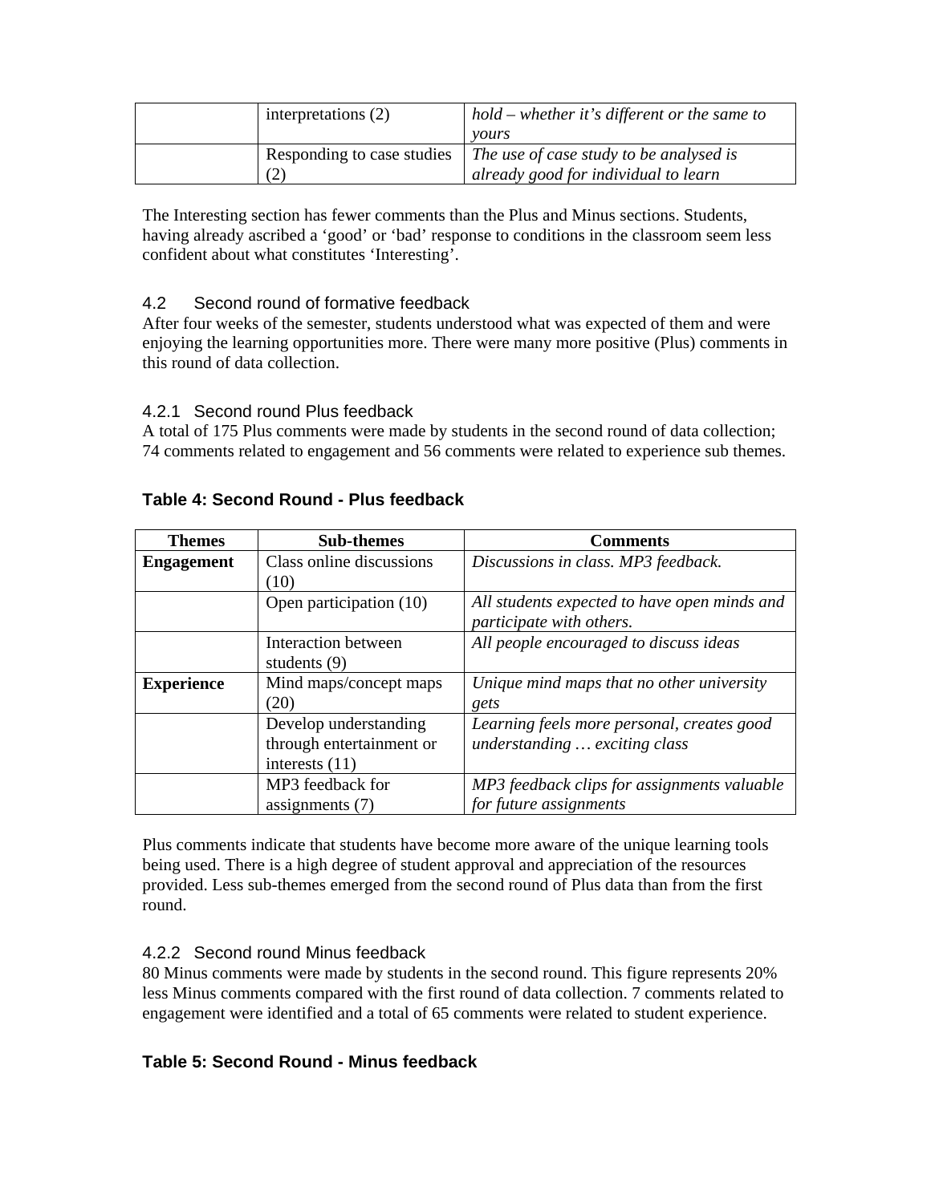| | | |
|---|---|---|
| | interpretations (2) | *hold – whether it's different or the same to yours* |
| | Responding to case studies (2) | *The use of case study to be analysed is already good for individual to learn* |

The Interesting section has fewer comments than the Plus and Minus sections. Students, having already ascribed a 'good' or 'bad' response to conditions in the classroom seem less confident about what constitutes 'Interesting'.

### 4.2 Second round of formative feedback

After four weeks of the semester, students understood what was expected of them and were enjoying the learning opportunities more. There were many more positive (Plus) comments in this round of data collection.

#### 4.2.1 Second round Plus feedback

A total of 175 Plus comments were made by students in the second round of data collection; 74 comments related to engagement and 56 comments were related to experience sub themes.

**Table 4: Second Round - Plus feedback**

| Themes | Sub-themes | Comments |
|---|---|---|
| **Engagement** | Class online discussions (10) | *Discussions in class. MP3 feedback.* |
| | Open participation (10) | *All students expected to have open minds and participate with others.* |
| | Interaction between students (9) | *All people encouraged to discuss ideas* |
| **Experience** | Mind maps/concept maps (20) | *Unique mind maps that no other university gets* |
| | Develop understanding through entertainment or interests (11) | *Learning feels more personal, creates good understanding … exciting class* |
| | MP3 feedback for assignments (7) | *MP3 feedback clips for assignments valuable for future assignments* |

Plus comments indicate that students have become more aware of the unique learning tools being used. There is a high degree of student approval and appreciation of the resources provided. Less sub-themes emerged from the second round of Plus data than from the first round.

#### 4.2.2 Second round Minus feedback

80 Minus comments were made by students in the second round. This figure represents 20% less Minus comments compared with the first round of data collection. 7 comments related to engagement were identified and a total of 65 comments were related to student experience.

**Table 5: Second Round - Minus feedback**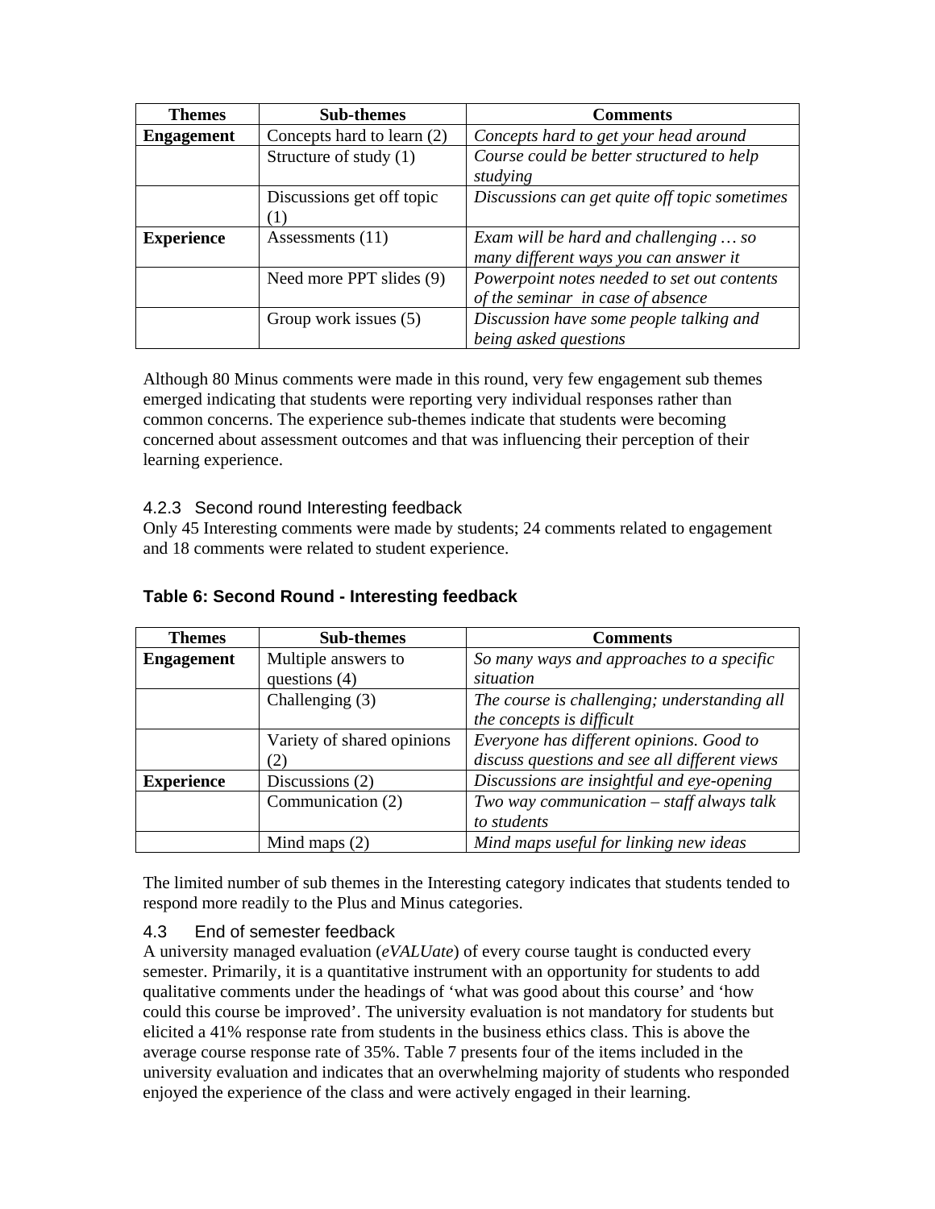| Themes | Sub-themes | Comments |
|---|---|---|
| **Engagement** | Concepts hard to learn (2) | *Concepts hard to get your head around* |
| | Structure of study (1) | *Course could be better structured to help studying* |
| | Discussions get off topic (1) | *Discussions can get quite off topic sometimes* |
| **Experience** | Assessments (11) | *Exam will be hard and challenging … so many different ways you can answer it* |
| | Need more PPT slides (9) | *Powerpoint notes needed to set out contents of the seminar in case of absence* |
| | Group work issues (5) | *Discussion have some people talking and being asked questions* |

Although 80 Minus comments were made in this round, very few engagement sub themes emerged indicating that students were reporting very individual responses rather than common concerns. The experience sub-themes indicate that students were becoming concerned about assessment outcomes and that was influencing their perception of their learning experience.

### 4.2.3 Second round Interesting feedback

Only 45 Interesting comments were made by students; 24 comments related to engagement and 18 comments were related to student experience.

**Table 6: Second Round - Interesting feedback**

| Themes | Sub-themes | Comments |
|---|---|---|
| **Engagement** | Multiple answers to questions (4) | *So many ways and approaches to a specific situation* |
| | Challenging (3) | *The course is challenging; understanding all the concepts is difficult* |
| | Variety of shared opinions (2) | *Everyone has different opinions. Good to discuss questions and see all different views* |
| **Experience** | Discussions (2) | *Discussions are insightful and eye-opening* |
| | Communication (2) | *Two way communication – staff always talk to students* |
| | Mind maps (2) | *Mind maps useful for linking new ideas* |

The limited number of sub themes in the Interesting category indicates that students tended to respond more readily to the Plus and Minus categories.

## 4.3 End of semester feedback

A university managed evaluation (*eVALUate*) of every course taught is conducted every semester. Primarily, it is a quantitative instrument with an opportunity for students to add qualitative comments under the headings of 'what was good about this course' and 'how could this course be improved'. The university evaluation is not mandatory for students but elicited a 41% response rate from students in the business ethics class. This is above the average course response rate of 35%. Table 7 presents four of the items included in the university evaluation and indicates that an overwhelming majority of students who responded enjoyed the experience of the class and were actively engaged in their learning.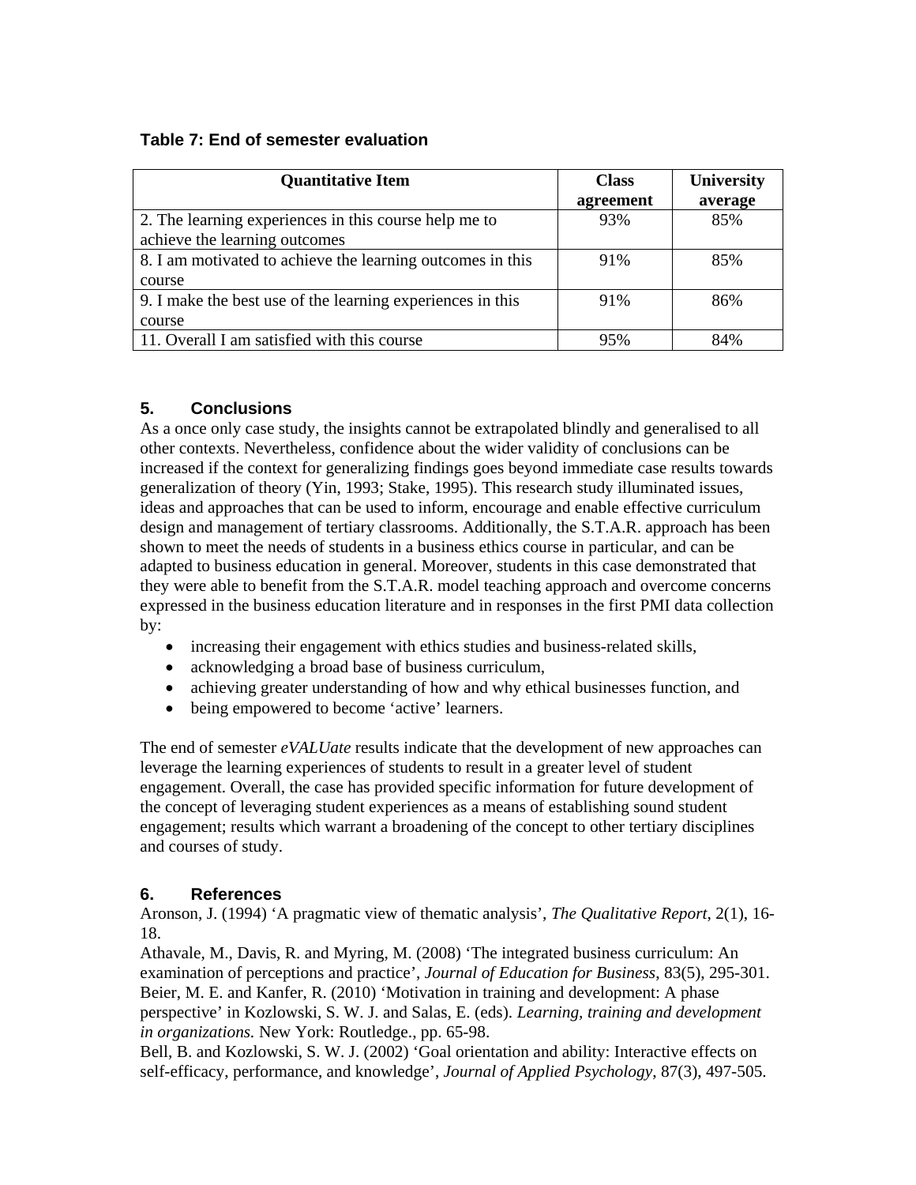**Table 7: End of semester evaluation**

| Quantitative Item | Class agreement | University average |
| --- | --- | --- |
| 2. The learning experiences in this course help me to achieve the learning outcomes | 93% | 85% |
| 8. I am motivated to achieve the learning outcomes in this course | 91% | 85% |
| 9. I make the best use of the learning experiences in this course | 91% | 86% |
| 11. Overall I am satisfied with this course | 95% | 84% |

## 5. Conclusions

As a once only case study, the insights cannot be extrapolated blindly and generalised to all other contexts. Nevertheless, confidence about the wider validity of conclusions can be increased if the context for generalizing findings goes beyond immediate case results towards generalization of theory (Yin, 1993; Stake, 1995). This research study illuminated issues, ideas and approaches that can be used to inform, encourage and enable effective curriculum design and management of tertiary classrooms. Additionally, the S.T.A.R. approach has been shown to meet the needs of students in a business ethics course in particular, and can be adapted to business education in general. Moreover, students in this case demonstrated that they were able to benefit from the S.T.A.R. model teaching approach and overcome concerns expressed in the business education literature and in responses in the first PMI data collection by:

- increasing their engagement with ethics studies and business-related skills,
- acknowledging a broad base of business curriculum,
- achieving greater understanding of how and why ethical businesses function, and
- being empowered to become 'active' learners.

The end of semester *eVALUate* results indicate that the development of new approaches can leverage the learning experiences of students to result in a greater level of student engagement. Overall, the case has provided specific information for future development of the concept of leveraging student experiences as a means of establishing sound student engagement; results which warrant a broadening of the concept to other tertiary disciplines and courses of study.

## 6. References

Aronson, J. (1994) 'A pragmatic view of thematic analysis', *The Qualitative Report*, 2(1), 16-18.

Athavale, M., Davis, R. and Myring, M. (2008) 'The integrated business curriculum: An examination of perceptions and practice', *Journal of Education for Business*, 83(5), 295-301.

Beier, M. E. and Kanfer, R. (2010) 'Motivation in training and development: A phase perspective' in Kozlowski, S. W. J. and Salas, E. (eds). *Learning, training and development in organizations.* New York: Routledge., pp. 65-98.

Bell, B. and Kozlowski, S. W. J. (2002) 'Goal orientation and ability: Interactive effects on self-efficacy, performance, and knowledge', *Journal of Applied Psychology*, 87(3), 497-505.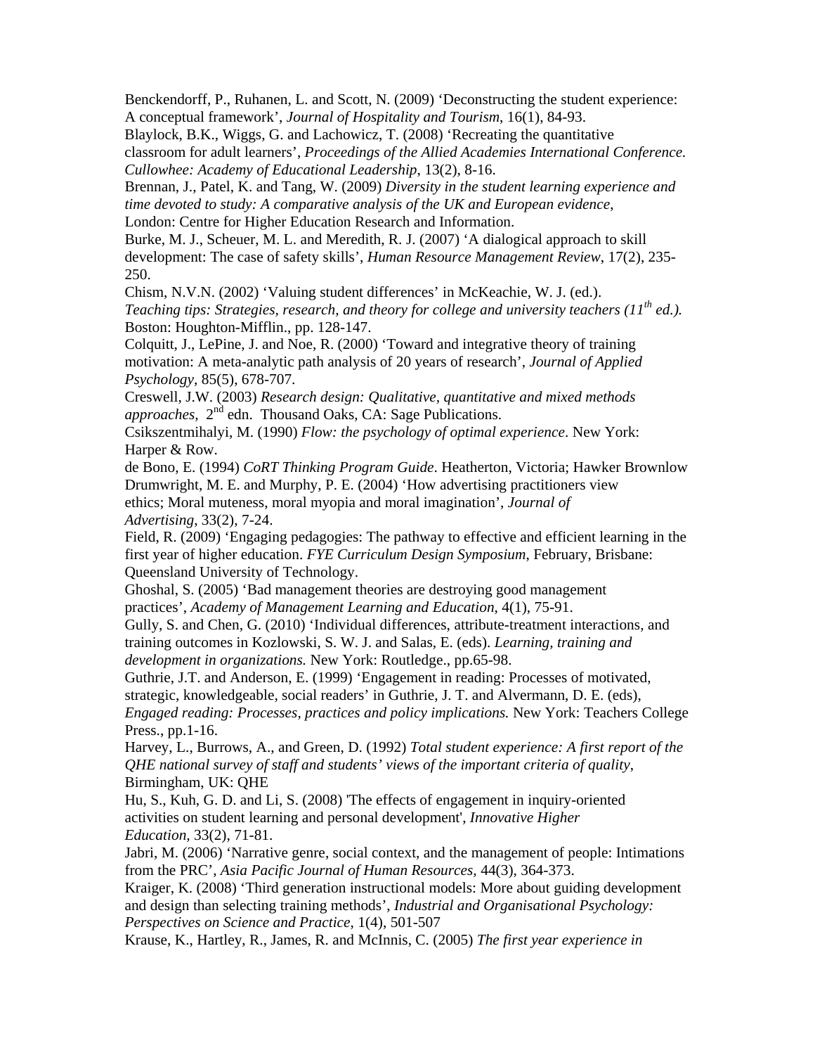Benckendorff, P., Ruhanen, L. and Scott, N. (2009) 'Deconstructing the student experience: A conceptual framework', *Journal of Hospitality and Tourism*, 16(1), 84-93.

Blaylock, B.K., Wiggs, G. and Lachowicz, T. (2008) 'Recreating the quantitative classroom for adult learners', *Proceedings of the Allied Academies International Conference. Cullowhee: Academy of Educational Leadership*, 13(2), 8-16.

Brennan, J., Patel, K. and Tang, W. (2009) *Diversity in the student learning experience and time devoted to study: A comparative analysis of the UK and European evidence*, London: Centre for Higher Education Research and Information.

Burke, M. J., Scheuer, M. L. and Meredith, R. J. (2007) 'A dialogical approach to skill development: The case of safety skills', *Human Resource Management Review*, 17(2), 235-250.

Chism, N.V.N. (2002) 'Valuing student differences' in McKeachie, W. J. (ed.). *Teaching tips: Strategies, research, and theory for college and university teachers (11th ed.).* Boston: Houghton-Mifflin., pp. 128-147.

Colquitt, J., LePine, J. and Noe, R. (2000) 'Toward and integrative theory of training motivation: A meta-analytic path analysis of 20 years of research', *Journal of Applied Psychology*, 85(5), 678-707.

Creswell, J.W. (2003) *Research design: Qualitative, quantitative and mixed methods approaches*, 2nd edn. Thousand Oaks, CA: Sage Publications.

Csikszentmihalyi, M. (1990) *Flow: the psychology of optimal experience*. New York: Harper & Row.

de Bono, E. (1994) *CoRT Thinking Program Guide*. Heatherton, Victoria; Hawker Brownlow

Drumwright, M. E. and Murphy, P. E. (2004) 'How advertising practitioners view ethics; Moral muteness, moral myopia and moral imagination', *Journal of Advertising*, 33(2), 7-24.

Field, R. (2009) 'Engaging pedagogies: The pathway to effective and efficient learning in the first year of higher education. *FYE Curriculum Design Symposium*, February, Brisbane: Queensland University of Technology.

Ghoshal, S. (2005) 'Bad management theories are destroying good management practices', *Academy of Management Learning and Education*, 4(1), 75-91.

Gully, S. and Chen, G. (2010) 'Individual differences, attribute-treatment interactions, and training outcomes in Kozlowski, S. W. J. and Salas, E. (eds). *Learning, training and development in organizations.* New York: Routledge., pp.65-98.

Guthrie, J.T. and Anderson, E. (1999) 'Engagement in reading: Processes of motivated, strategic, knowledgeable, social readers' in Guthrie, J. T. and Alvermann, D. E. (eds), *Engaged reading: Processes, practices and policy implications.* New York: Teachers College Press., pp.1-16.

Harvey, L., Burrows, A., and Green, D. (1992) *Total student experience: A first report of the QHE national survey of staff and students' views of the important criteria of quality*, Birmingham, UK: QHE

Hu, S., Kuh, G. D. and Li, S. (2008) 'The effects of engagement in inquiry-oriented activities on student learning and personal development', *Innovative Higher Education*, 33(2), 71-81.

Jabri, M. (2006) 'Narrative genre, social context, and the management of people: Intimations from the PRC', *Asia Pacific Journal of Human Resources*, 44(3), 364-373.

Kraiger, K. (2008) 'Third generation instructional models: More about guiding development and design than selecting training methods', *Industrial and Organisational Psychology: Perspectives on Science and Practice*, 1(4), 501-507

Krause, K., Hartley, R., James, R. and McInnis, C. (2005) *The first year experience in*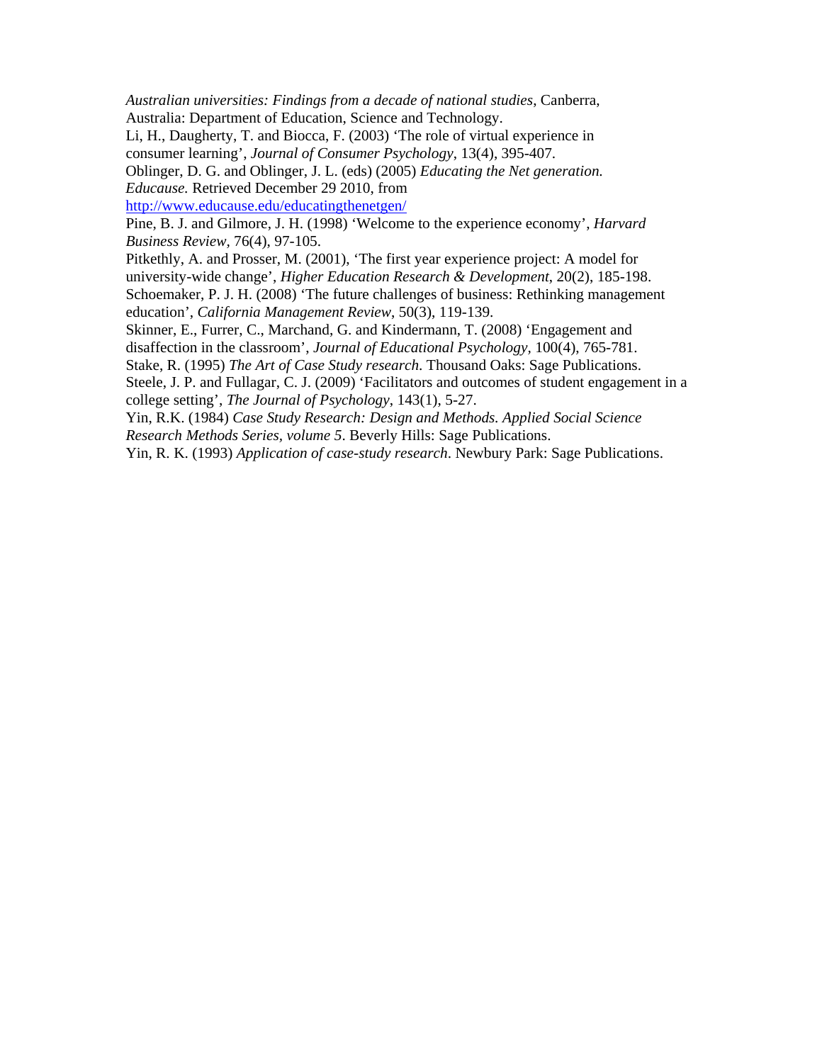*Australian universities: Findings from a decade of national studies*, Canberra, Australia: Department of Education, Science and Technology.

Li, H., Daugherty, T. and Biocca, F. (2003) 'The role of virtual experience in consumer learning', *Journal of Consumer Psychology*, 13(4), 395-407.

Oblinger, D. G. and Oblinger, J. L. (eds) (2005) *Educating the Net generation. Educause.* Retrieved December 29 2010, from http://www.educause.edu/educatingthenetgen/

Pine, B. J. and Gilmore, J. H. (1998) 'Welcome to the experience economy', *Harvard Business Review*, 76(4), 97-105.

Pitkethly, A. and Prosser, M. (2001), 'The first year experience project: A model for university-wide change', *Higher Education Research & Development*, 20(2), 185-198.

Schoemaker, P. J. H. (2008) 'The future challenges of business: Rethinking management education', *California Management Review*, 50(3), 119-139.

Skinner, E., Furrer, C., Marchand, G. and Kindermann, T. (2008) 'Engagement and disaffection in the classroom', *Journal of Educational Psychology*, 100(4), 765-781.

Stake, R. (1995) *The Art of Case Study research.* Thousand Oaks: Sage Publications.

Steele, J. P. and Fullagar, C. J. (2009) 'Facilitators and outcomes of student engagement in a college setting', *The Journal of Psychology*, 143(1), 5-27.

Yin, R.K. (1984) *Case Study Research: Design and Methods. Applied Social Science Research Methods Series, volume 5*. Beverly Hills: Sage Publications.

Yin, R. K. (1993) *Application of case-study research*. Newbury Park: Sage Publications.